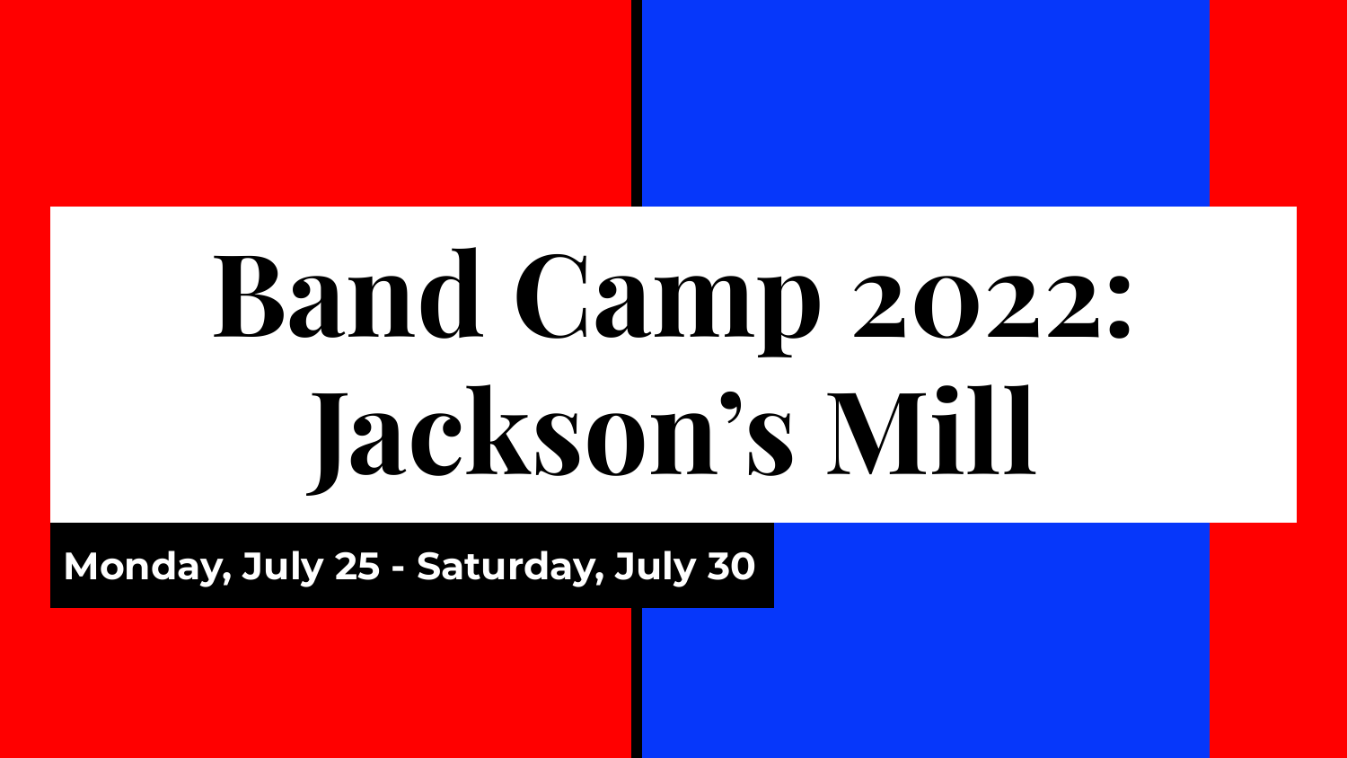# Band Camp 2022: Jackson's Mill

**Monday, July 25 - Saturday, July 30**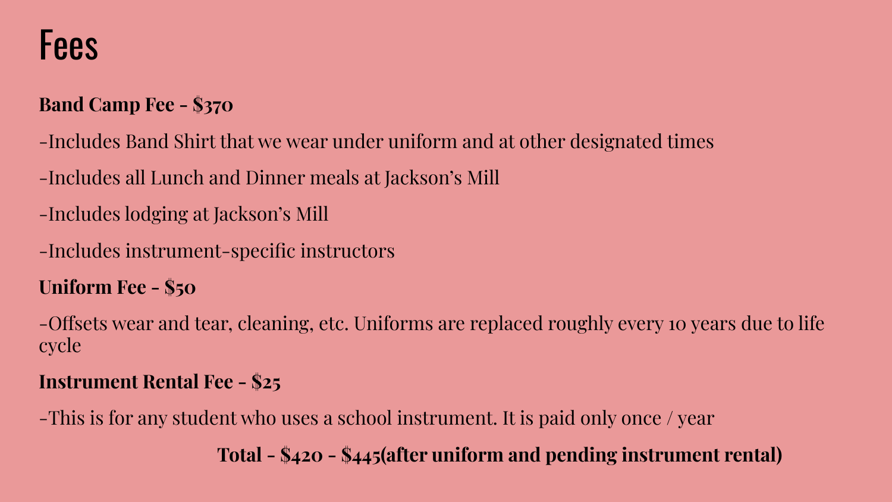# Fees

**Band Camp Fee - $370**

-Includes Band Shirt that we wear under uniform and at other designated times

-Includes all Lunch and Dinner meals at Jackson's Mill

-Includes lodging at Jackson's Mill

-Includes instrument-specific instructors

**Uniform Fee - $50**

-Offsets wear and tear, cleaning, etc. Uniforms are replaced roughly every 10 years due to life cycle

**Instrument Rental Fee - $25**

-This is for any student who uses a school instrument. It is paid only once / year

**Total - $420 - $445(after uniform and pending instrument rental)**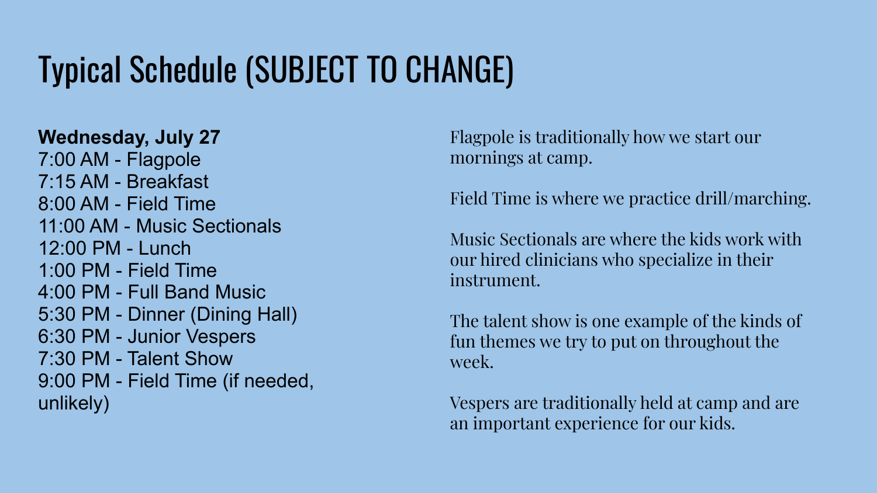# Typical Schedule (SUBJECT TO CHANGE)

**Wednesday, July 27**

7:00 AM - Flagpole
7:15 AM - Breakfast
8:00 AM - Field Time
11:00 AM - Music Sectionals
12:00 PM - Lunch
1:00 PM - Field Time
4:00 PM - Full Band Music
5:30 PM - Dinner (Dining Hall)
6:30 PM - Junior Vespers
7:30 PM - Talent Show
9:00 PM - Field Time (if needed, unlikely)

Flagpole is traditionally how we start our mornings at camp.

Field Time is where we practice drill/marching.

Music Sectionals are where the kids work with our hired clinicians who specialize in their instrument.

The talent show is one example of the kinds of fun themes we try to put on throughout the week.

Vespers are traditionally held at camp and are an important experience for our kids.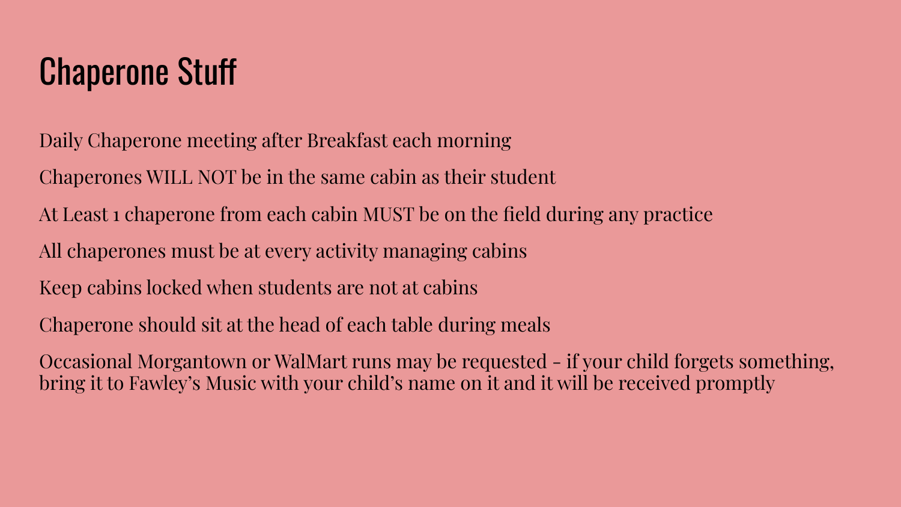# Chaperone Stuff

Daily Chaperone meeting after Breakfast each morning

Chaperones WILL NOT be in the same cabin as their student

At Least 1 chaperone from each cabin MUST be on the field during any practice

All chaperones must be at every activity managing cabins

Keep cabins locked when students are not at cabins

Chaperone should sit at the head of each table during meals

Occasional Morgantown or WalMart runs may be requested - if your child forgets something, bring it to Fawley's Music with your child's name on it and it will be received promptly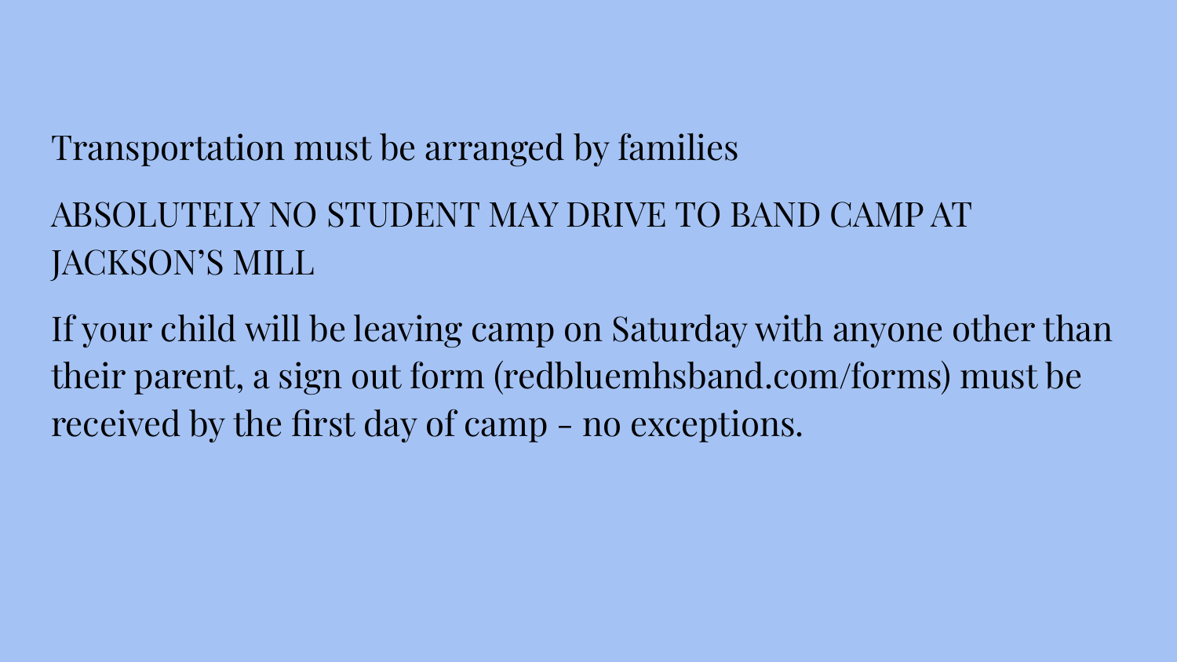Transportation must be arranged by families

ABSOLUTELY NO STUDENT MAY DRIVE TO BAND CAMP AT JACKSON'S MILL

If your child will be leaving camp on Saturday with anyone other than their parent, a sign out form (redbluemhsband.com/forms) must be received by the first day of camp - no exceptions.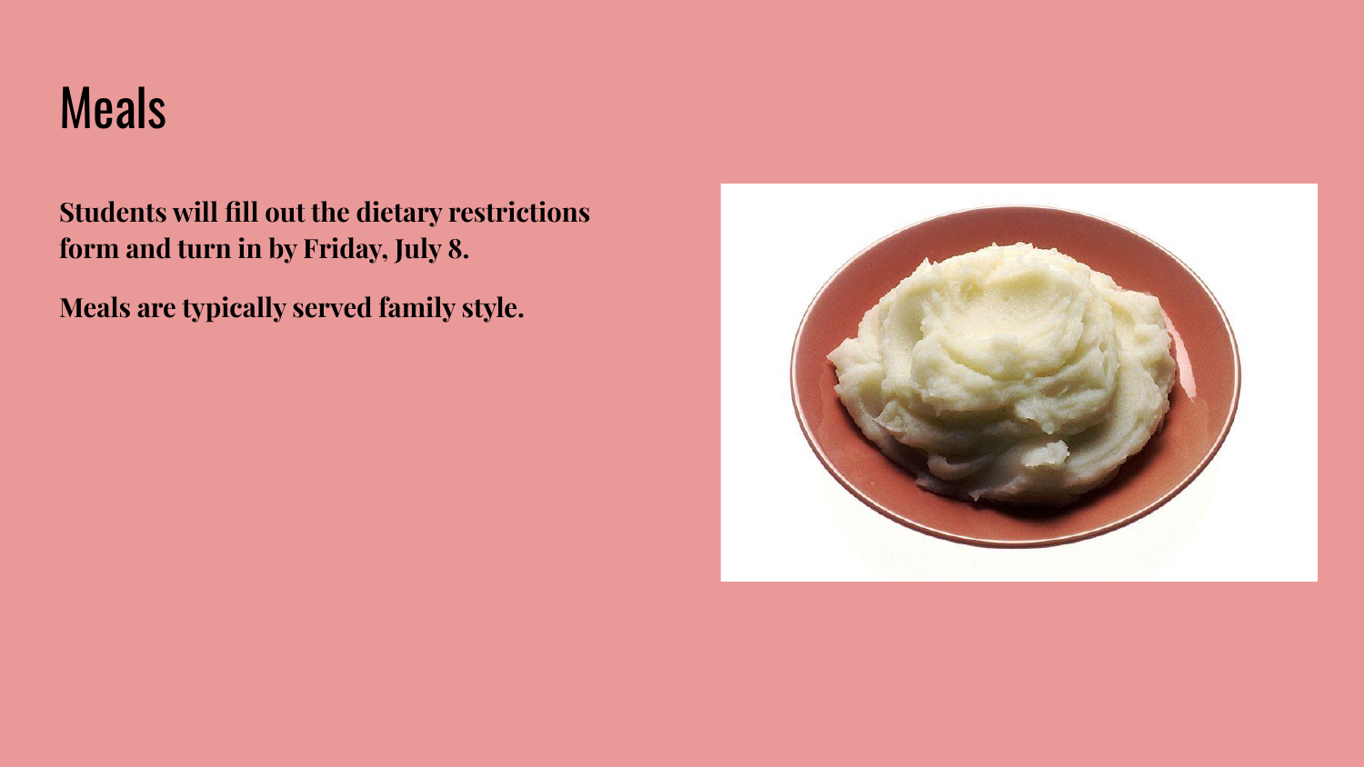# Meals

**Students will fill out the dietary restrictions form and turn in by Friday, July 8.**

**Meals are typically served family style.**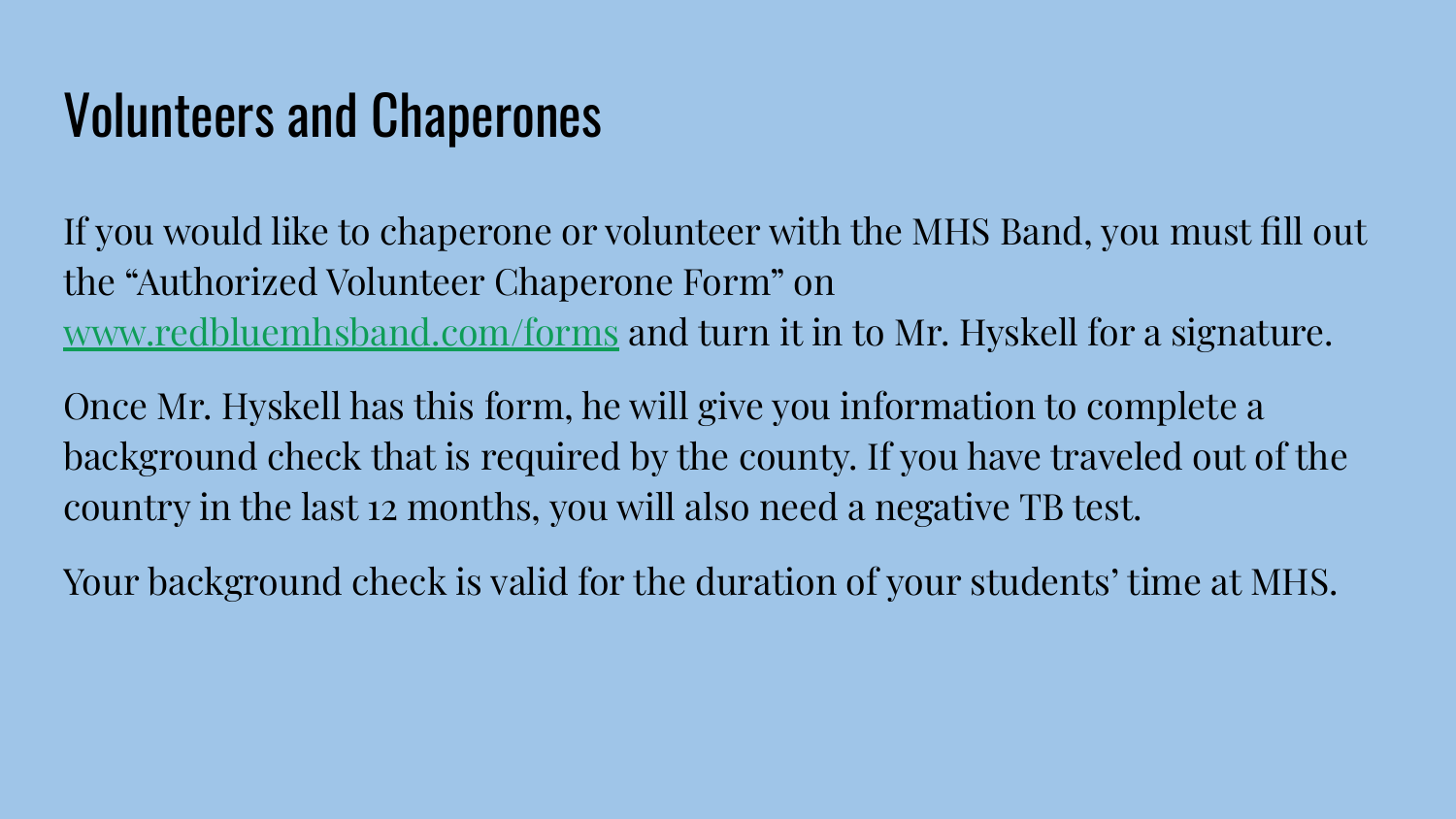# Volunteers and Chaperones

If you would like to chaperone or volunteer with the MHS Band, you must fill out the "Authorized Volunteer Chaperone Form" on [www.redbluemhsband.com/forms](http://www.redbluemhsband.com/forms) and turn it in to Mr. Hyskell for a signature.

Once Mr. Hyskell has this form, he will give you information to complete a background check that is required by the county. If you have traveled out of the country in the last 12 months, you will also need a negative TB test.

Your background check is valid for the duration of your students' time at MHS.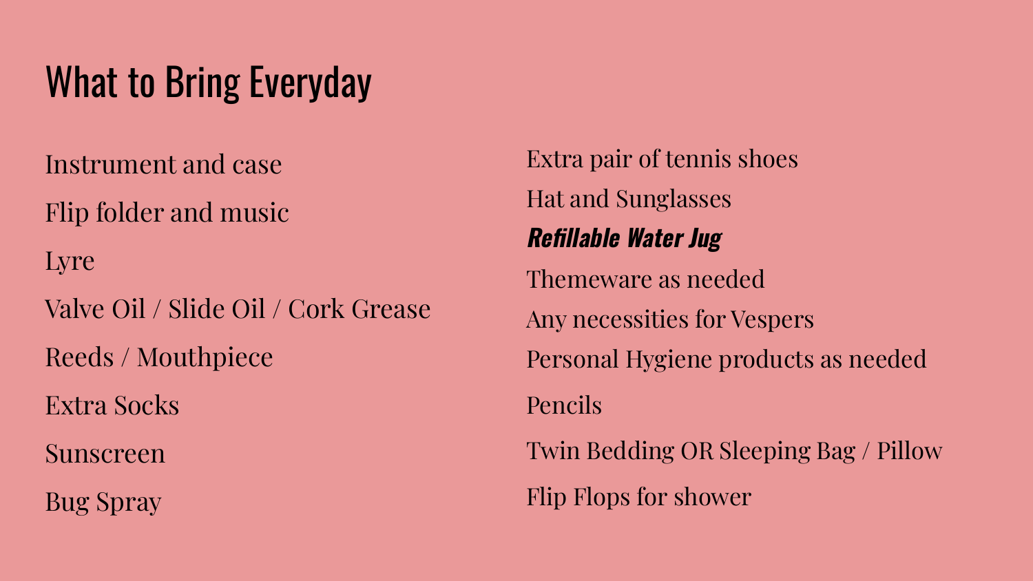# What to Bring Everyday

Instrument and case

Flip folder and music

Lyre

Valve Oil / Slide Oil / Cork Grease

Reeds / Mouthpiece

Extra Socks

Sunscreen

Bug Spray

Extra pair of tennis shoes

Hat and Sunglasses

***Refillable Water Jug***

Themeware as needed

Any necessities for Vespers

Personal Hygiene products as needed

Pencils

Twin Bedding OR Sleeping Bag / Pillow

Flip Flops for shower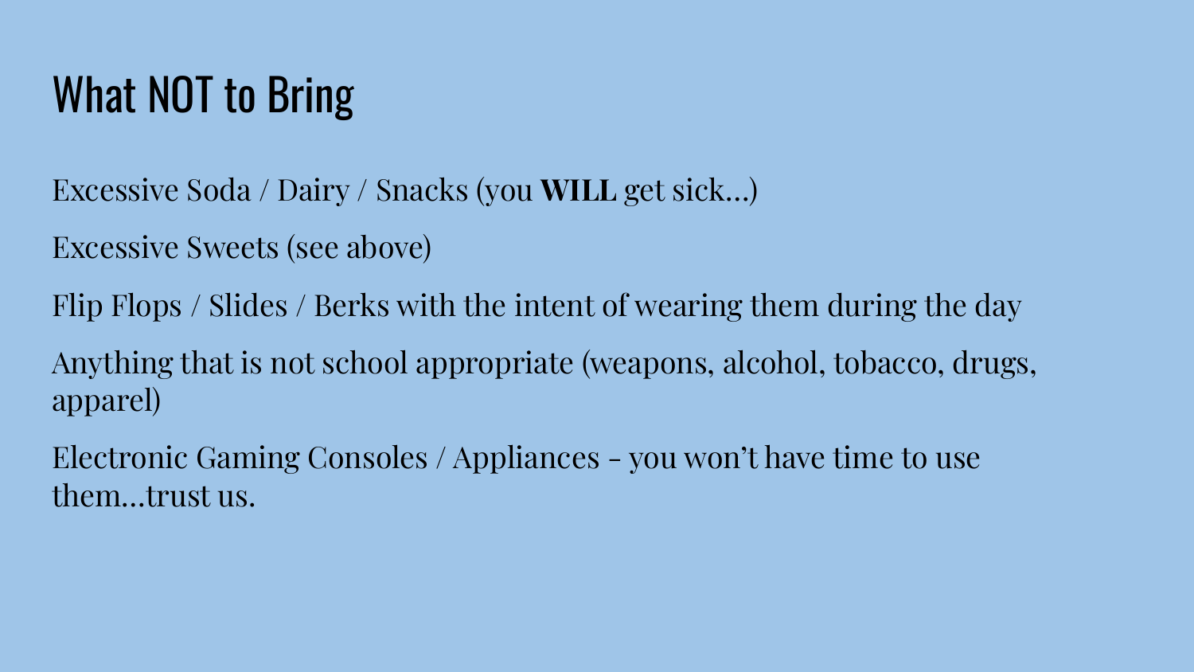# What NOT to Bring

Excessive Soda / Dairy / Snacks (you **WILL** get sick…)

Excessive Sweets (see above)

Flip Flops / Slides / Berks with the intent of wearing them during the day

Anything that is not school appropriate (weapons, alcohol, tobacco, drugs, apparel)

Electronic Gaming Consoles / Appliances - you won't have time to use them…trust us.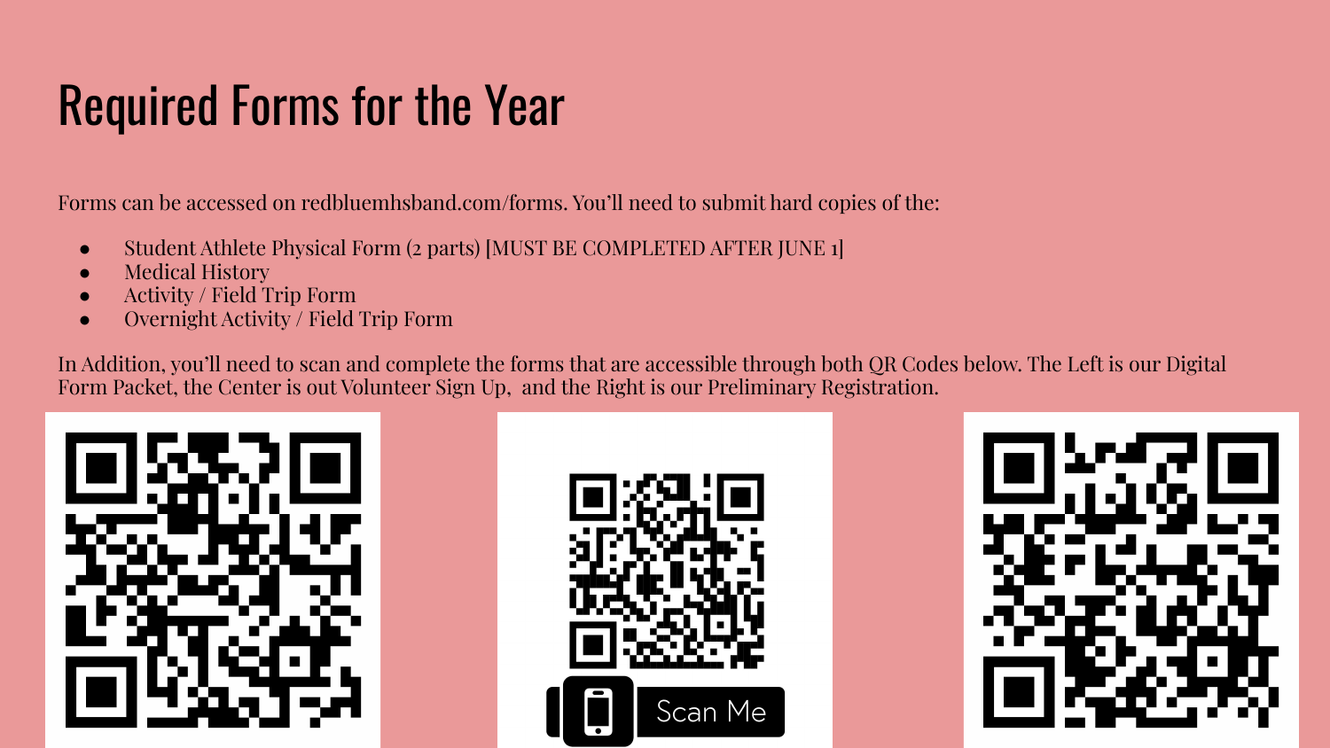# Required Forms for the Year

Forms can be accessed on redbluemhsband.com/forms. You'll need to submit hard copies of the:

- Student Athlete Physical Form (2 parts) [MUST BE COMPLETED AFTER JUNE 1]
- Medical History
- Activity / Field Trip Form
- Overnight Activity / Field Trip Form

In Addition, you'll need to scan and complete the forms that are accessible through both QR Codes below. The Left is our Digital Form Packet, the Center is out Volunteer Sign Up, and the Right is our Preliminary Registration.

Scan Me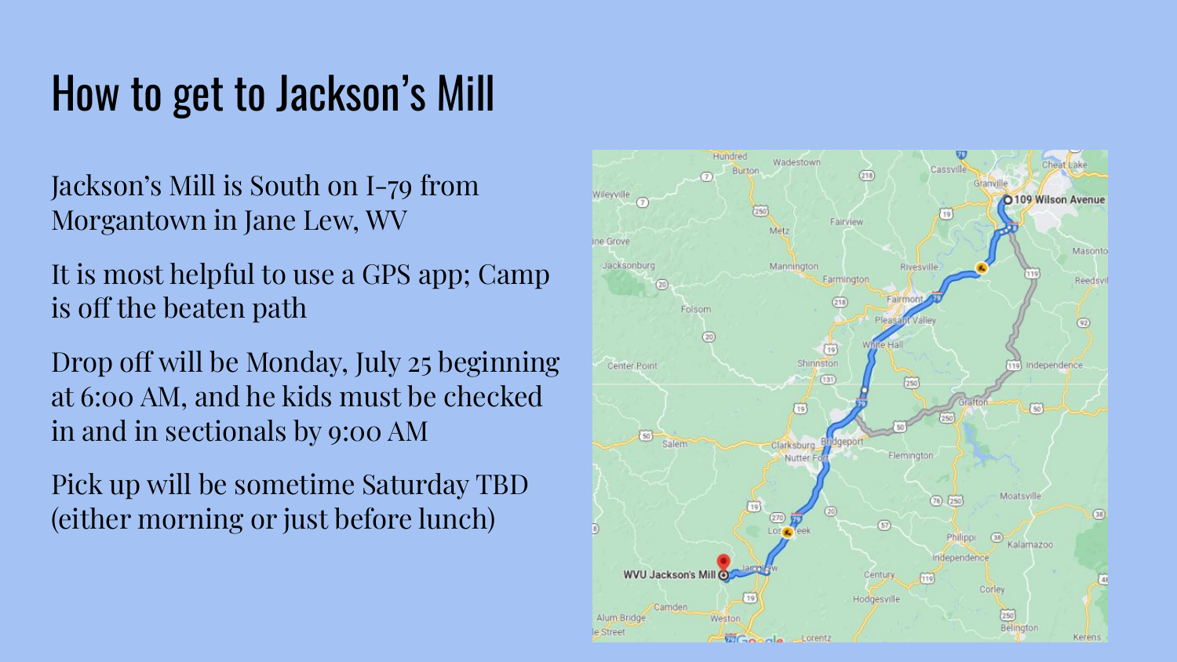# How to get to Jackson's Mill

Jackson's Mill is South on I-79 from Morgantown in Jane Lew, WV

It is most helpful to use a GPS app; Camp is off the beaten path

Drop off will be Monday, July 25 beginning at 6:00 AM, and he kids must be checked in and in sectionals by 9:00 AM

Pick up will be sometime Saturday TBD (either morning or just before lunch)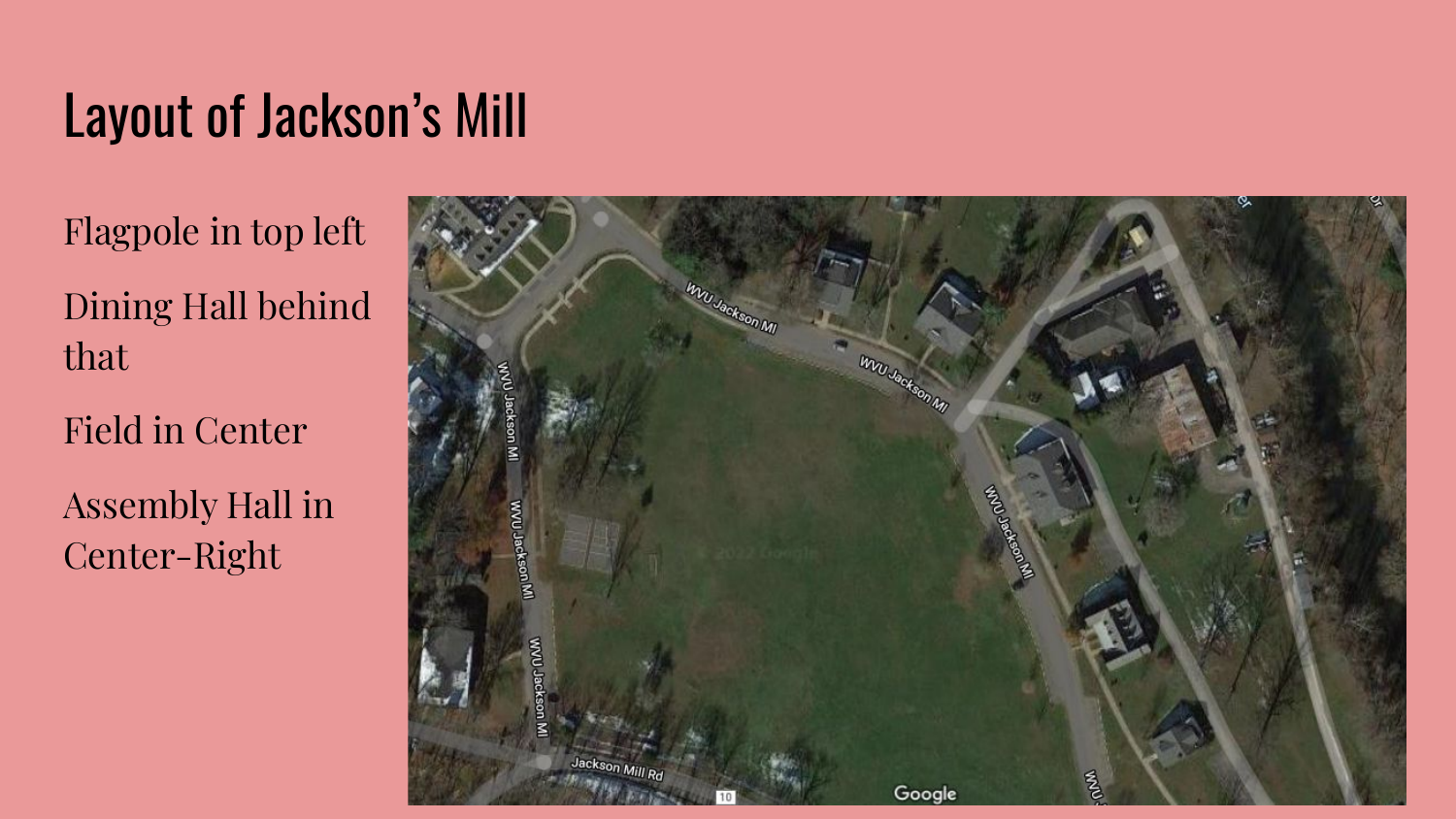# Layout of Jackson's Mill

Flagpole in top left

Dining Hall behind that

Field in Center

Assembly Hall in Center-Right